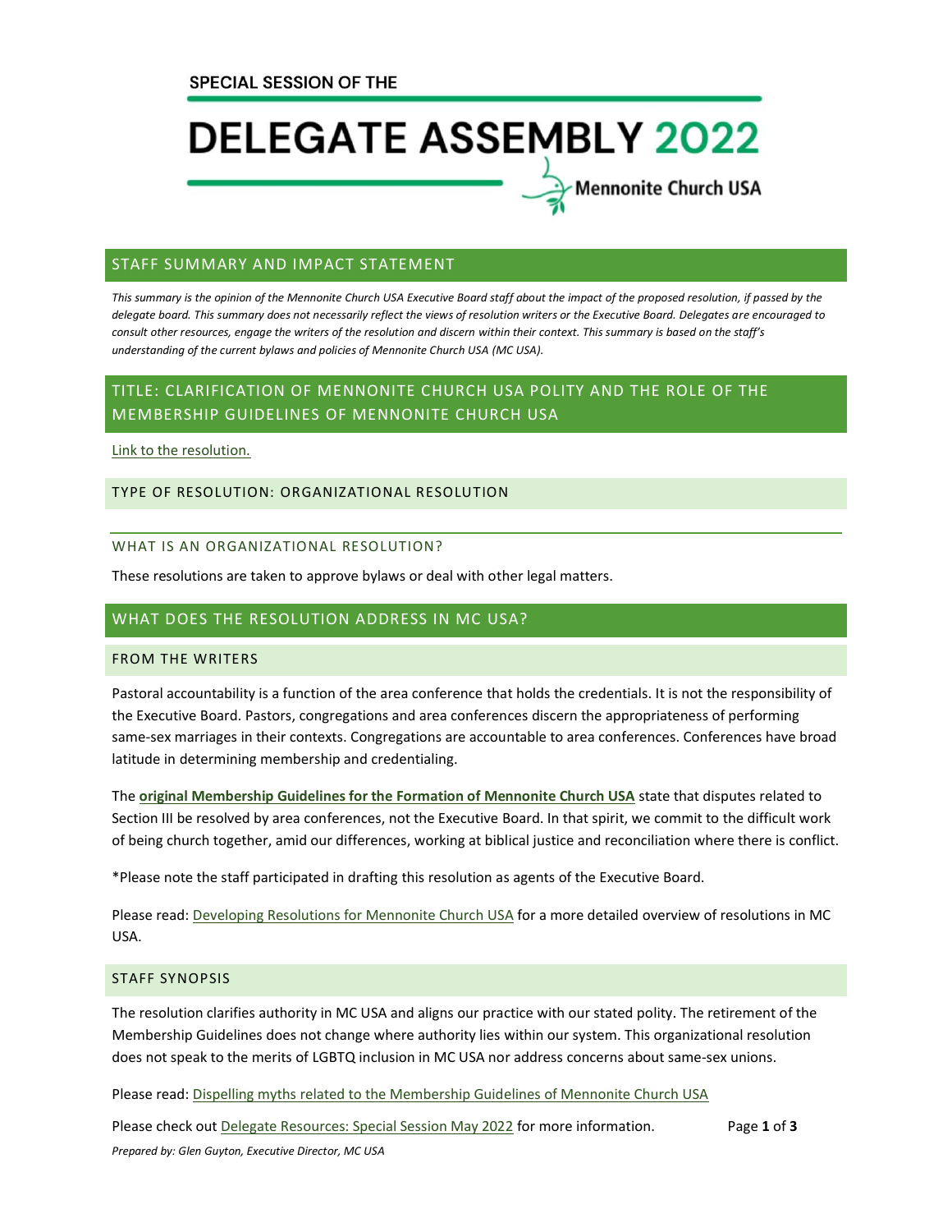SPECIAL SESSION OF THE

# DELEGATE ASSEMBLY 2022

Mennonite Church USA

## STAFF SUMMARY AND IMPACT STATEMENT

*This summary is the opinion of the Mennonite Church USA Executive Board staff about the impact of the proposed resolution, if passed by the delegate board. This summary does not necessarily reflect the views of resolution writers or the Executive Board. Delegates are encouraged to consult other resources, engage the writers of the resolution and discern within their context. This summary is based on the staff's understanding of the current bylaws and policies of Mennonite Church USA (MC USA).*

## TITLE: CLARIFICATION OF MENNONITE CHURCH USA POLITY AND THE ROLE OF THE MEMBERSHIP GUIDELINES OF MENNONITE CHURCH USA

Link to the resolution.

### TYPE OF RESOLUTION: ORGANIZATIONAL RESOLUTION

#### WHAT IS AN ORGANIZATIONAL RESOLUTION?

These resolutions are taken to approve bylaws or deal with other legal matters.

## WHAT DOES THE RESOLUTION ADDRESS IN MC USA?

### FROM THE WRITERS

Pastoral accountability is a function of the area conference that holds the credentials. It is not the responsibility of the Executive Board. Pastors, congregations and area conferences discern the appropriateness of performing same-sex marriages in their contexts. Congregations are accountable to area conferences. Conferences have broad latitude in determining membership and credentialing.

The **original Membership Guidelines for the Formation of Mennonite Church USA** state that disputes related to Section III be resolved by area conferences, not the Executive Board. In that spirit, we commit to the difficult work of being church together, amid our differences, working at biblical justice and reconciliation where there is conflict.

*Please note the staff participated in drafting this resolution as agents of the Executive Board.

Please read: Developing Resolutions for Mennonite Church USA for a more detailed overview of resolutions in MC USA.

### STAFF SYNOPSIS

The resolution clarifies authority in MC USA and aligns our practice with our stated polity. The retirement of the Membership Guidelines does not change where authority lies within our system. This organizational resolution does not speak to the merits of LGBTQ inclusion in MC USA nor address concerns about same-sex unions.

Please read: Dispelling myths related to the Membership Guidelines of Mennonite Church USA

Please check out Delegate Resources: Special Session May 2022 for more information.

*Prepared by: Glen Guyton, Executive Director, MC USA*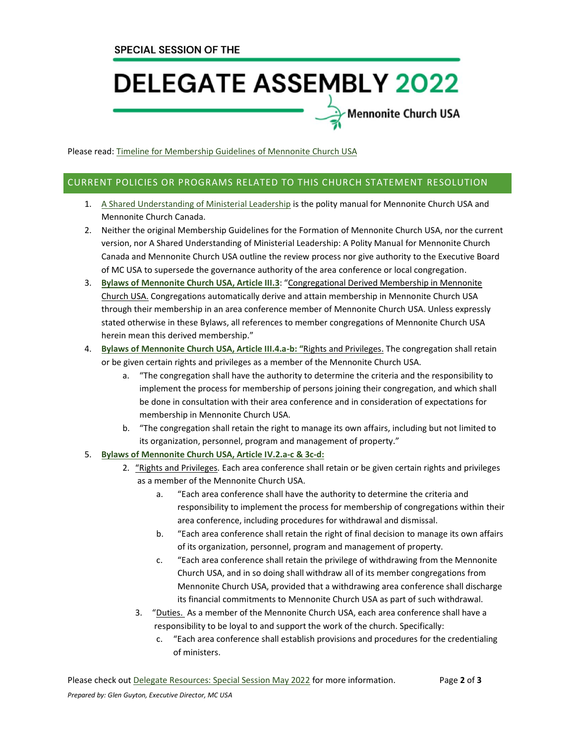# SPECIAL SESSION OF THE DELEGATE ASSEMBLY 2022

Mennonite Church USA

Please read: Timeline for Membership Guidelines of Mennonite Church USA

## CURRENT POLICIES OR PROGRAMS RELATED TO THIS CHURCH STATEMENT RESOLUTION

1. A Shared Understanding of Ministerial Leadership is the polity manual for Mennonite Church USA and Mennonite Church Canada.
2. Neither the original Membership Guidelines for the Formation of Mennonite Church USA, nor the current version, nor A Shared Understanding of Ministerial Leadership: A Polity Manual for Mennonite Church Canada and Mennonite Church USA outline the review process nor give authority to the Executive Board of MC USA to supersede the governance authority of the area conference or local congregation.
3. **Bylaws of Mennonite Church USA, Article III.3**: "Congregational Derived Membership in Mennonite Church USA. Congregations automatically derive and attain membership in Mennonite Church USA through their membership in an area conference member of Mennonite Church USA. Unless expressly stated otherwise in these Bylaws, all references to member congregations of Mennonite Church USA herein mean this derived membership."
4. **Bylaws of Mennonite Church USA, Article III.4.a-b: "**Rights and Privileges. The congregation shall retain or be given certain rights and privileges as a member of the Mennonite Church USA.
   a. "The congregation shall have the authority to determine the criteria and the responsibility to implement the process for membership of persons joining their congregation, and which shall be done in consultation with their area conference and in consideration of expectations for membership in Mennonite Church USA.
   b. "The congregation shall retain the right to manage its own affairs, including but not limited to its organization, personnel, program and management of property."
5. **Bylaws of Mennonite Church USA, Article IV.2.a-c & 3c-d:**
   2. "Rights and Privileges. Each area conference shall retain or be given certain rights and privileges as a member of the Mennonite Church USA.
      a. "Each area conference shall have the authority to determine the criteria and responsibility to implement the process for membership of congregations within their area conference, including procedures for withdrawal and dismissal.
      b. "Each area conference shall retain the right of final decision to manage its own affairs of its organization, personnel, program and management of property.
      c. "Each area conference shall retain the privilege of withdrawing from the Mennonite Church USA, and in so doing shall withdraw all of its member congregations from Mennonite Church USA, provided that a withdrawing area conference shall discharge its financial commitments to Mennonite Church USA as part of such withdrawal.
   3. "Duties. As a member of the Mennonite Church USA, each area conference shall have a responsibility to be loyal to and support the work of the church. Specifically:
      c. "Each area conference shall establish provisions and procedures for the credentialing of ministers.

Please check out Delegate Resources: Special Session May 2022 for more information.

*Prepared by: Glen Guyton, Executive Director, MC USA*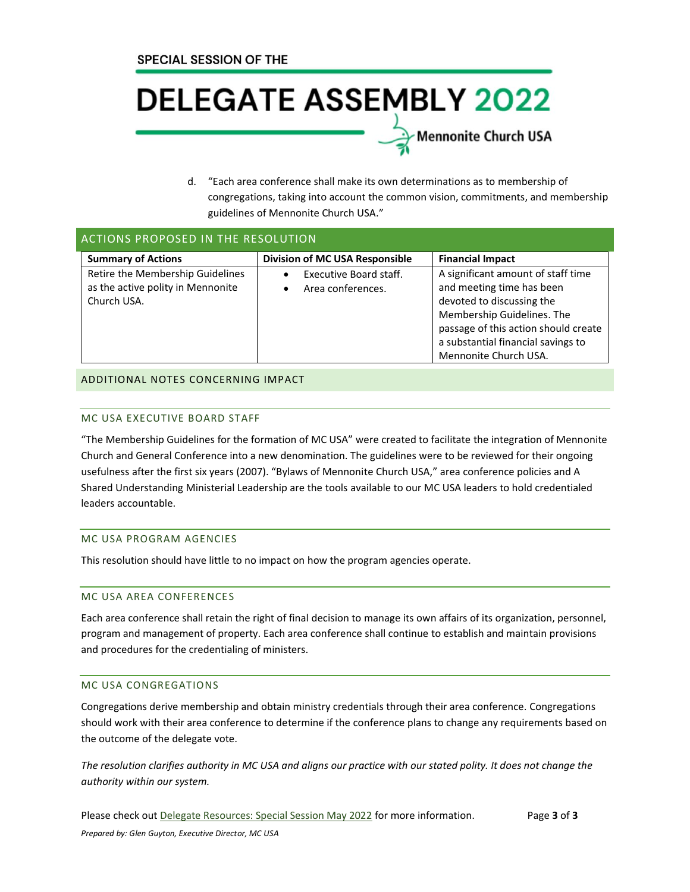d. "Each area conference shall make its own determinations as to membership of congregations, taking into account the common vision, commitments, and membership guidelines of Mennonite Church USA."

## ACTIONS PROPOSED IN THE RESOLUTION

| Summary of Actions | Division of MC USA Responsible | Financial Impact |
|---|---|---|
| Retire the Membership Guidelines as the active polity in Mennonite Church USA. | • Executive Board staff.<br>• Area conferences. | A significant amount of staff time and meeting time has been devoted to discussing the Membership Guidelines. The passage of this action should create a substantial financial savings to Mennonite Church USA. |

## ADDITIONAL NOTES CONCERNING IMPACT

### MC USA EXECUTIVE BOARD STAFF

"The Membership Guidelines for the formation of MC USA" were created to facilitate the integration of Mennonite Church and General Conference into a new denomination. The guidelines were to be reviewed for their ongoing usefulness after the first six years (2007). "Bylaws of Mennonite Church USA," area conference policies and A Shared Understanding Ministerial Leadership are the tools available to our MC USA leaders to hold credentialed leaders accountable.

### MC USA PROGRAM AGENCIES

This resolution should have little to no impact on how the program agencies operate.

### MC USA AREA CONFERENCES

Each area conference shall retain the right of final decision to manage its own affairs of its organization, personnel, program and management of property. Each area conference shall continue to establish and maintain provisions and procedures for the credentialing of ministers.

### MC USA CONGREGATIONS

Congregations derive membership and obtain ministry credentials through their area conference. Congregations should work with their area conference to determine if the conference plans to change any requirements based on the outcome of the delegate vote.

*The resolution clarifies authority in MC USA and aligns our practice with our stated polity. It does not change the authority within our system.*

Please check out Delegate Resources: Special Session May 2022 for more information.

*Prepared by: Glen Guyton, Executive Director, MC USA*